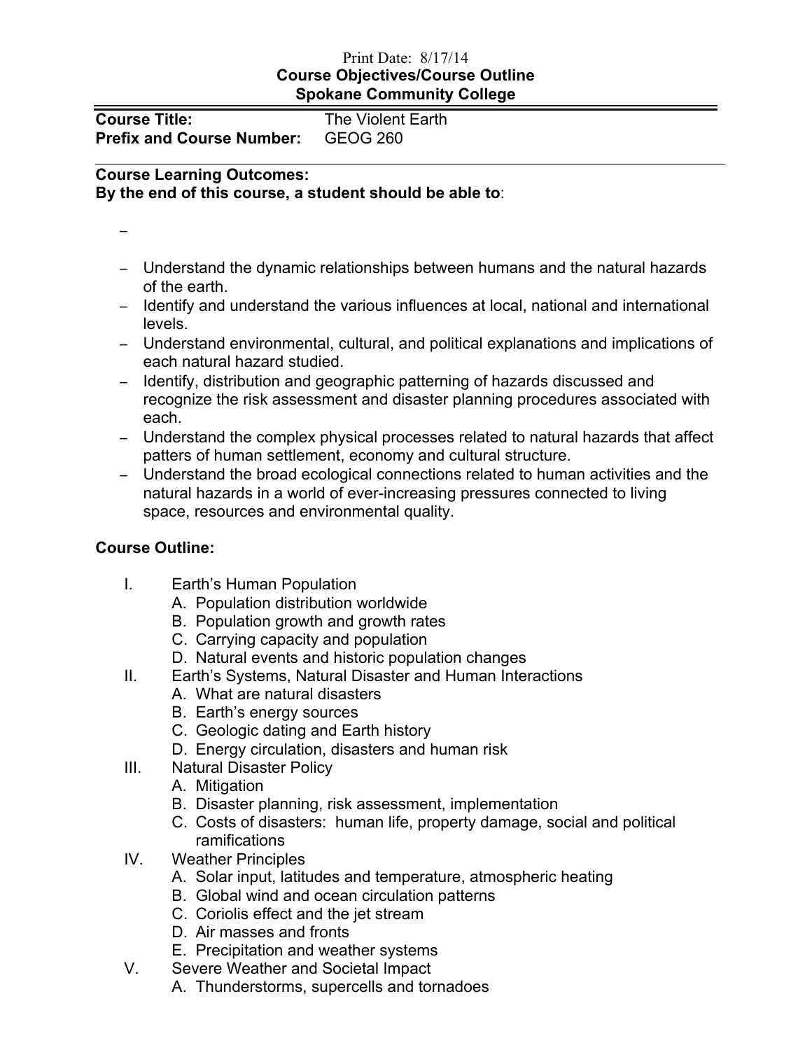Print Date: 8/17/14

**Course Objectives/Course Outline**
**Spokane Community College**

**Course Title:** The Violent Earth
**Prefix and Course Number:** GEOG 260

**Course Learning Outcomes:**
**By the end of this course, a student should be able to**:

- 
- Understand the dynamic relationships between humans and the natural hazards of the earth.
- Identify and understand the various influences at local, national and international levels.
- Understand environmental, cultural, and political explanations and implications of each natural hazard studied.
- Identify, distribution and geographic patterning of hazards discussed and recognize the risk assessment and disaster planning procedures associated with each.
- Understand the complex physical processes related to natural hazards that affect patterns of human settlement, economy and cultural structure.
- Understand the broad ecological connections related to human activities and the natural hazards in a world of ever-increasing pressures connected to living space, resources and environmental quality.

**Course Outline:**

I. Earth's Human Population
   A. Population distribution worldwide
   B. Population growth and growth rates
   C. Carrying capacity and population
   D. Natural events and historic population changes

II. Earth's Systems, Natural Disaster and Human Interactions
   A. What are natural disasters
   B. Earth's energy sources
   C. Geologic dating and Earth history
   D. Energy circulation, disasters and human risk

III. Natural Disaster Policy
   A. Mitigation
   B. Disaster planning, risk assessment, implementation
   C. Costs of disasters: human life, property damage, social and political ramifications

IV. Weather Principles
   A. Solar input, latitudes and temperature, atmospheric heating
   B. Global wind and ocean circulation patterns
   C. Coriolis effect and the jet stream
   D. Air masses and fronts
   E. Precipitation and weather systems

V. Severe Weather and Societal Impact
   A. Thunderstorms, supercells and tornadoes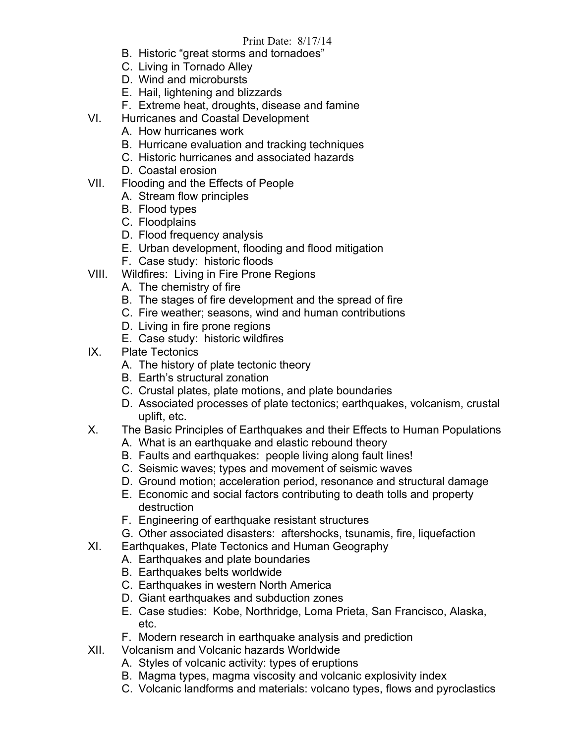- B. Historic "great storms and tornadoes"
- C. Living in Tornado Alley
- D. Wind and microbursts
- E. Hail, lightening and blizzards
- F. Extreme heat, droughts, disease and famine

VI. Hurricanes and Coastal Development
- A. How hurricanes work
- B. Hurricane evaluation and tracking techniques
- C. Historic hurricanes and associated hazards
- D. Coastal erosion

VII. Flooding and the Effects of People
- A. Stream flow principles
- B. Flood types
- C. Floodplains
- D. Flood frequency analysis
- E. Urban development, flooding and flood mitigation
- F. Case study: historic floods

VIII. Wildfires: Living in Fire Prone Regions
- A. The chemistry of fire
- B. The stages of fire development and the spread of fire
- C. Fire weather; seasons, wind and human contributions
- D. Living in fire prone regions
- E. Case study: historic wildfires

IX. Plate Tectonics
- A. The history of plate tectonic theory
- B. Earth's structural zonation
- C. Crustal plates, plate motions, and plate boundaries
- D. Associated processes of plate tectonics; earthquakes, volcanism, crustal uplift, etc.

X. The Basic Principles of Earthquakes and their Effects to Human Populations
- A. What is an earthquake and elastic rebound theory
- B. Faults and earthquakes: people living along fault lines!
- C. Seismic waves; types and movement of seismic waves
- D. Ground motion; acceleration period, resonance and structural damage
- E. Economic and social factors contributing to death tolls and property destruction
- F. Engineering of earthquake resistant structures
- G. Other associated disasters: aftershocks, tsunamis, fire, liquefaction

XI. Earthquakes, Plate Tectonics and Human Geography
- A. Earthquakes and plate boundaries
- B. Earthquakes belts worldwide
- C. Earthquakes in western North America
- D. Giant earthquakes and subduction zones
- E. Case studies: Kobe, Northridge, Loma Prieta, San Francisco, Alaska, etc.
- F. Modern research in earthquake analysis and prediction

XII. Volcanism and Volcanic hazards Worldwide
- A. Styles of volcanic activity: types of eruptions
- B. Magma types, magma viscosity and volcanic explosivity index
- C. Volcanic landforms and materials: volcano types, flows and pyroclastics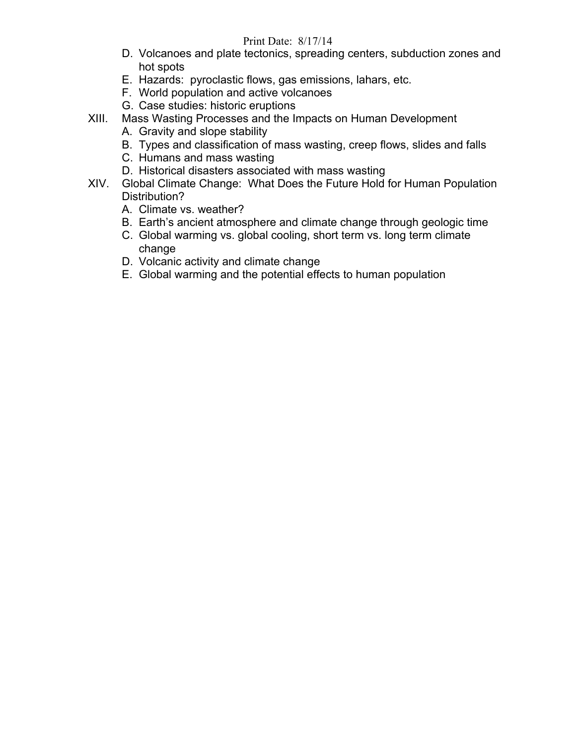D. Volcanoes and plate tectonics, spreading centers, subduction zones and hot spots
E. Hazards: pyroclastic flows, gas emissions, lahars, etc.
F. World population and active volcanoes
G. Case studies: historic eruptions

XIII. Mass Wasting Processes and the Impacts on Human Development
A. Gravity and slope stability
B. Types and classification of mass wasting, creep flows, slides and falls
C. Humans and mass wasting
D. Historical disasters associated with mass wasting

XIV. Global Climate Change: What Does the Future Hold for Human Population Distribution?
A. Climate vs. weather?
B. Earth's ancient atmosphere and climate change through geologic time
C. Global warming vs. global cooling, short term vs. long term climate change
D. Volcanic activity and climate change
E. Global warming and the potential effects to human population